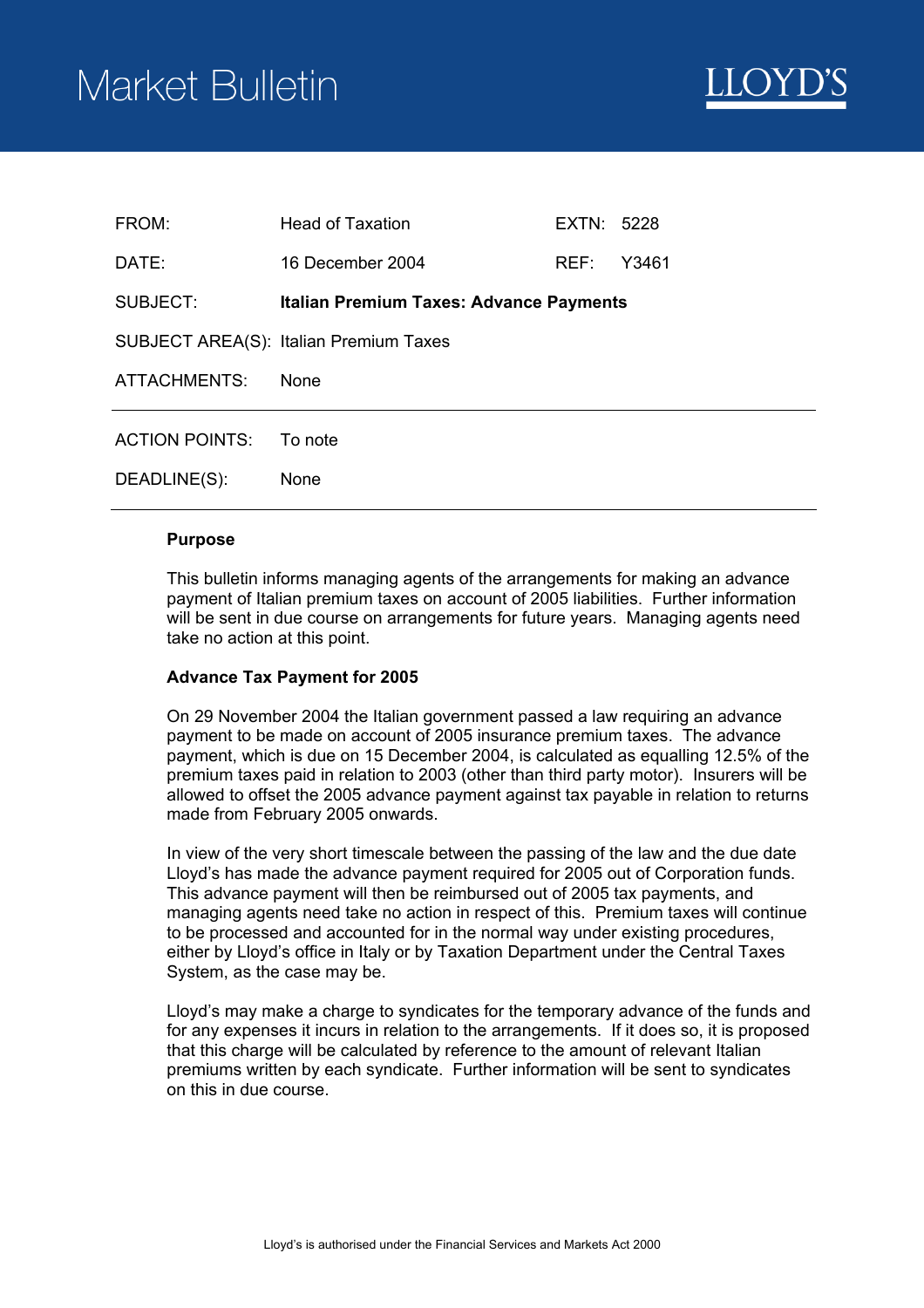# Market Bulletin

LLOYD'S

| | | | |
|---|---|---|---|
| FROM: | Head of Taxation | EXTN: | 5228 |
| DATE: | 16 December 2004 | REF: | Y3461 |
| SUBJECT: | **Italian Premium Taxes: Advance Payments** | | |
| SUBJECT AREA(S): | Italian Premium Taxes | | |
| ATTACHMENTS: | None | | |
| ACTION POINTS: | To note | | |
| DEADLINE(S): | None | | |

**Purpose**

This bulletin informs managing agents of the arrangements for making an advance payment of Italian premium taxes on account of 2005 liabilities. Further information will be sent in due course on arrangements for future years. Managing agents need take no action at this point.

**Advance Tax Payment for 2005**

On 29 November 2004 the Italian government passed a law requiring an advance payment to be made on account of 2005 insurance premium taxes. The advance payment, which is due on 15 December 2004, is calculated as equalling 12.5% of the premium taxes paid in relation to 2003 (other than third party motor). Insurers will be allowed to offset the 2005 advance payment against tax payable in relation to returns made from February 2005 onwards.

In view of the very short timescale between the passing of the law and the due date Lloyd's has made the advance payment required for 2005 out of Corporation funds. This advance payment will then be reimbursed out of 2005 tax payments, and managing agents need take no action in respect of this. Premium taxes will continue to be processed and accounted for in the normal way under existing procedures, either by Lloyd's office in Italy or by Taxation Department under the Central Taxes System, as the case may be.

Lloyd's may make a charge to syndicates for the temporary advance of the funds and for any expenses it incurs in relation to the arrangements. If it does so, it is proposed that this charge will be calculated by reference to the amount of relevant Italian premiums written by each syndicate. Further information will be sent to syndicates on this in due course.

Lloyd's is authorised under the Financial Services and Markets Act 2000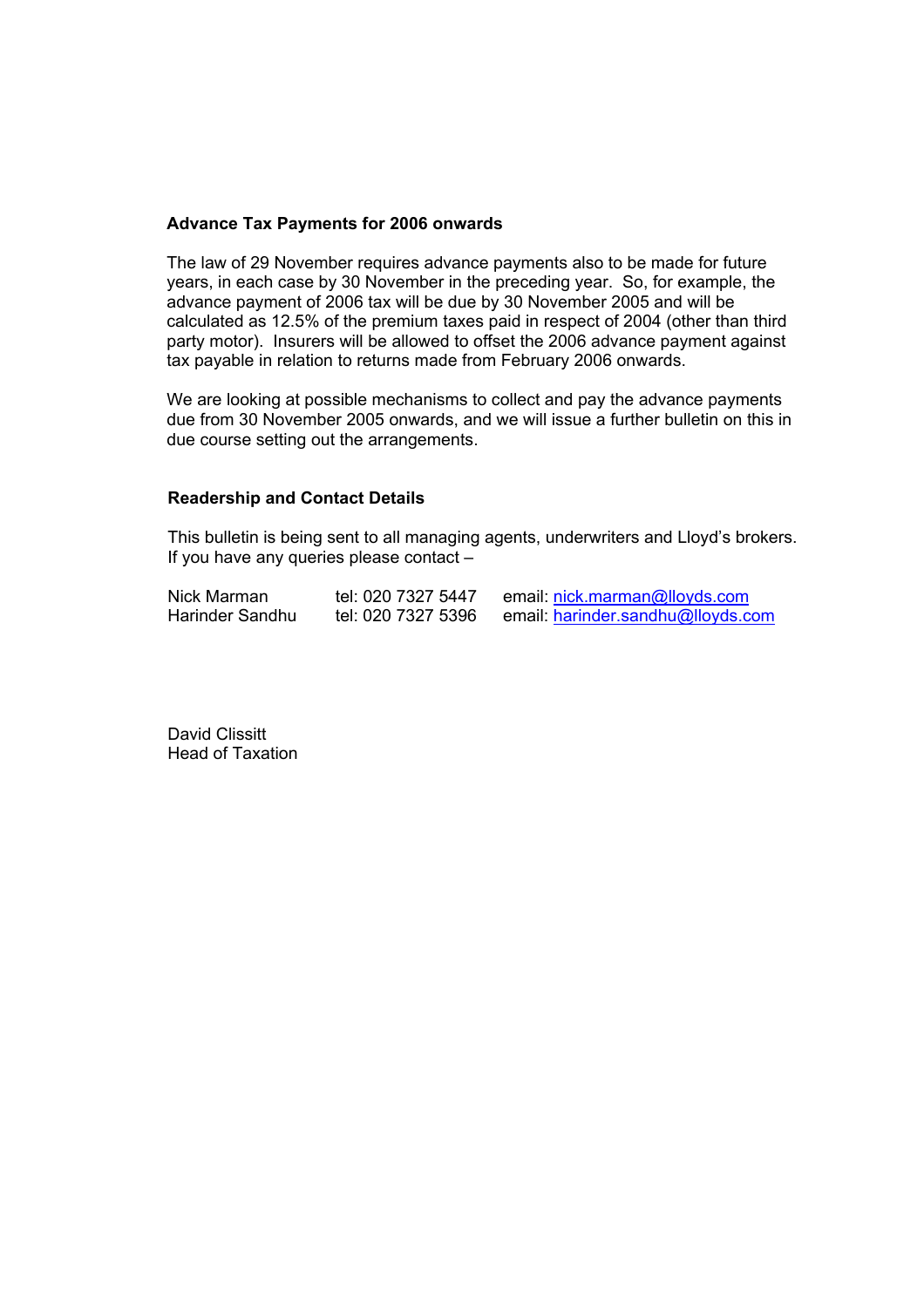### Advance Tax Payments for 2006 onwards

The law of 29 November requires advance payments also to be made for future years, in each case by 30 November in the preceding year. So, for example, the advance payment of 2006 tax will be due by 30 November 2005 and will be calculated as 12.5% of the premium taxes paid in respect of 2004 (other than third party motor). Insurers will be allowed to offset the 2006 advance payment against tax payable in relation to returns made from February 2006 onwards.

We are looking at possible mechanisms to collect and pay the advance payments due from 30 November 2005 onwards, and we will issue a further bulletin on this in due course setting out the arrangements.

### Readership and Contact Details

This bulletin is being sent to all managing agents, underwriters and Lloyd's brokers. If you have any queries please contact –

| | | |
|---|---|---|
| Nick Marman | tel: 020 7327 5447 | email: nick.marman@lloyds.com |
| Harinder Sandhu | tel: 020 7327 5396 | email: harinder.sandhu@lloyds.com |

David Clissitt
Head of Taxation